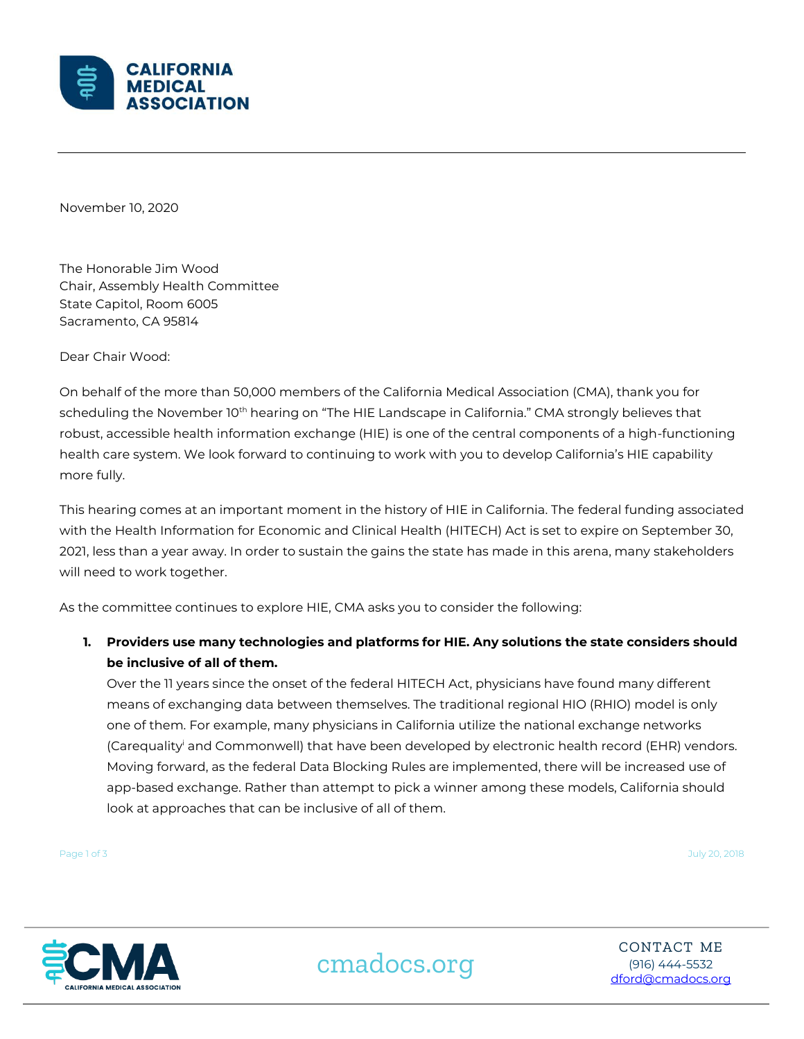November 10, 2020

The Honorable Jim Wood
Chair, Assembly Health Committee
State Capitol, Room 6005
Sacramento, CA 95814

Dear Chair Wood:

On behalf of the more than 50,000 members of the California Medical Association (CMA), thank you for scheduling the November 10th hearing on "The HIE Landscape in California." CMA strongly believes that robust, accessible health information exchange (HIE) is one of the central components of a high-functioning health care system. We look forward to continuing to work with you to develop California's HIE capability more fully.

This hearing comes at an important moment in the history of HIE in California. The federal funding associated with the Health Information for Economic and Clinical Health (HITECH) Act is set to expire on September 30, 2021, less than a year away. In order to sustain the gains the state has made in this arena, many stakeholders will need to work together.

As the committee continues to explore HIE, CMA asks you to consider the following:

1. **Providers use many technologies and platforms for HIE. Any solutions the state considers should be inclusive of all of them.**
   Over the 11 years since the onset of the federal HITECH Act, physicians have found many different means of exchanging data between themselves. The traditional regional HIO (RHIO) model is only one of them. For example, many physicians in California utilize the national exchange networks (Carequality[i] and Commonwell) that have been developed by electronic health record (EHR) vendors. Moving forward, as the federal Data Blocking Rules are implemented, there will be increased use of app-based exchange. Rather than attempt to pick a winner among these models, California should look at approaches that can be inclusive of all of them.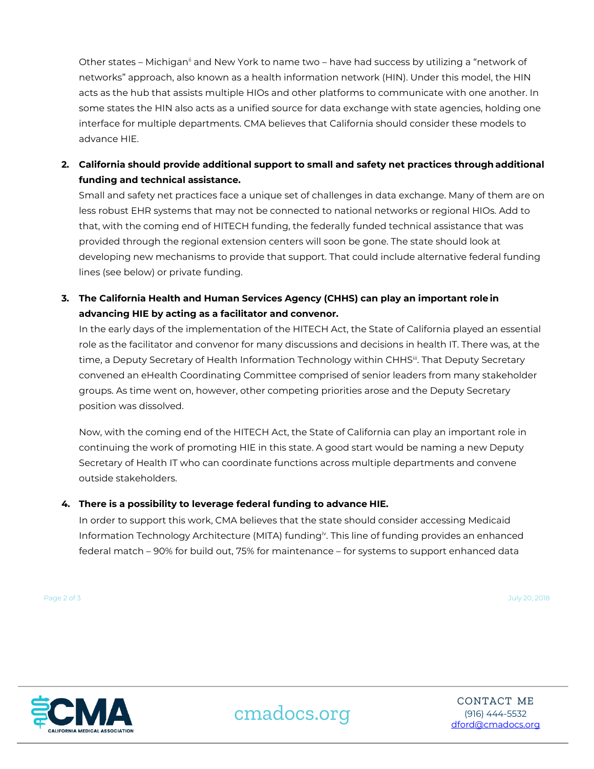Other states – Michigan[ii] and New York to name two – have had success by utilizing a "network of networks" approach, also known as a health information network (HIN). Under this model, the HIN acts as the hub that assists multiple HIOs and other platforms to communicate with one another. In some states the HIN also acts as a unified source for data exchange with state agencies, holding one interface for multiple departments. CMA believes that California should consider these models to advance HIE.

2. **California should provide additional support to small and safety net practices through additional funding and technical assistance.**
   Small and safety net practices face a unique set of challenges in data exchange. Many of them are on less robust EHR systems that may not be connected to national networks or regional HIOs. Add to that, with the coming end of HITECH funding, the federally funded technical assistance that was provided through the regional extension centers will soon be gone. The state should look at developing new mechanisms to provide that support. That could include alternative federal funding lines (see below) or private funding.

3. **The California Health and Human Services Agency (CHHS) can play an important role in advancing HIE by acting as a facilitator and convenor.**
   In the early days of the implementation of the HITECH Act, the State of California played an essential role as the facilitator and convenor for many discussions and decisions in health IT. There was, at the time, a Deputy Secretary of Health Information Technology within CHHS[iii]. That Deputy Secretary convened an eHealth Coordinating Committee comprised of senior leaders from many stakeholder groups. As time went on, however, other competing priorities arose and the Deputy Secretary position was dissolved.

   Now, with the coming end of the HITECH Act, the State of California can play an important role in continuing the work of promoting HIE in this state. A good start would be naming a new Deputy Secretary of Health IT who can coordinate functions across multiple departments and convene outside stakeholders.

4. **There is a possibility to leverage federal funding to advance HIE.**
   In order to support this work, CMA believes that the state should consider accessing Medicaid Information Technology Architecture (MITA) funding[iv]. This line of funding provides an enhanced federal match – 90% for build out, 75% for maintenance – for systems to support enhanced data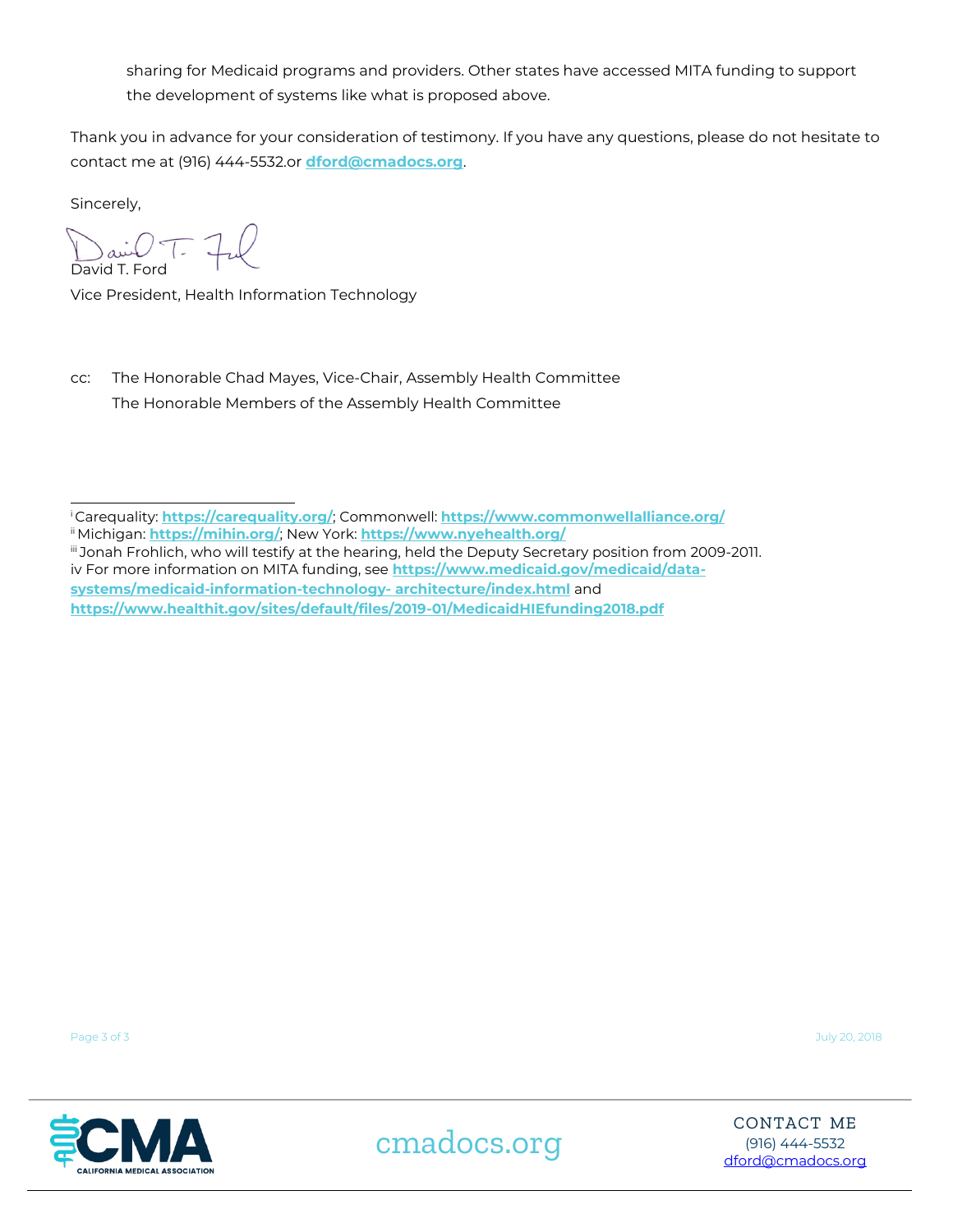sharing for Medicaid programs and providers. Other states have accessed MITA funding to support the development of systems like what is proposed above.

Thank you in advance for your consideration of testimony. If you have any questions, please do not hesitate to contact me at (916) 444-5532.or **dford@cmadocs.org**.

Sincerely,

David T. Ford

Vice President, Health Information Technology

cc: The Honorable Chad Mayes, Vice-Chair, Assembly Health Committee
The Honorable Members of the Assembly Health Committee

---

[i] Carequality: **https://carequality.org/**; Commonwell: **https://www.commonwellalliance.org/**

[ii] Michigan: **https://mihin.org/**; New York: **https://www.nyehealth.org/**

[iii] Jonah Frohlich, who will testify at the hearing, held the Deputy Secretary position from 2009-2011.

iv For more information on MITA funding, see **https://www.medicaid.gov/medicaid/data-systems/medicaid-information-technology- architecture/index.html** and **https://www.healthit.gov/sites/default/files/2019-01/MedicaidHIEfunding2018.pdf**